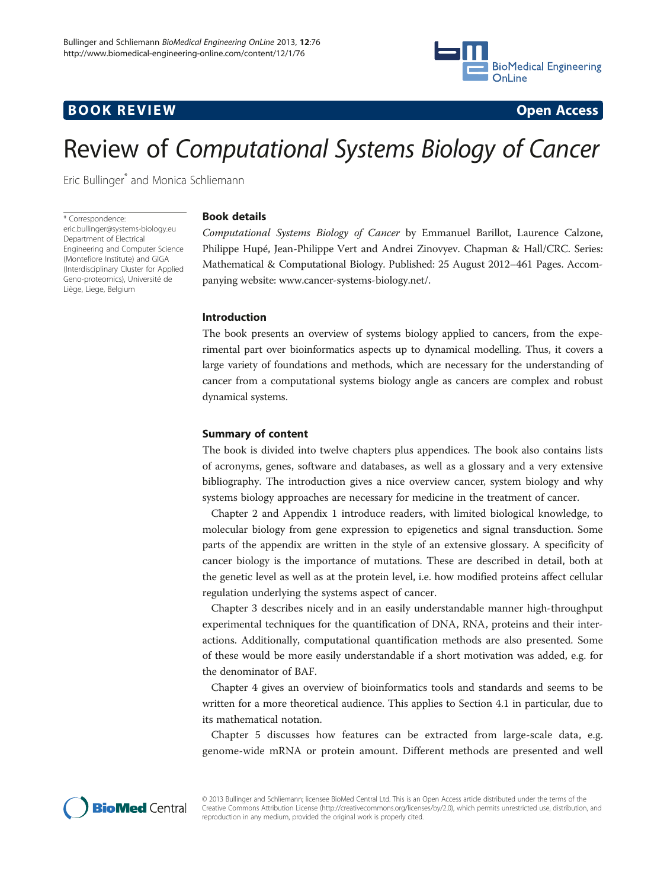**BOOK REVIEW** **Open Access**

# Review of *Computational Systems Biology of Cancer*

Eric Bullinger* and Monica Schliemann

\* Correspondence: eric.bullinger@systems-biology.eu
Department of Electrical Engineering and Computer Science (Montefiore Institute) and GIGA (Interdisciplinary Cluster for Applied Geno-proteomics), Université de Liège, Liege, Belgium

## Book details

*Computational Systems Biology of Cancer* by Emmanuel Barillot, Laurence Calzone, Philippe Hupé, Jean-Philippe Vert and Andrei Zinovyev. Chapman & Hall/CRC. Series: Mathematical & Computational Biology. Published: 25 August 2012–461 Pages. Accompanying website: www.cancer-systems-biology.net/.

## Introduction

The book presents an overview of systems biology applied to cancers, from the experimental part over bioinformatics aspects up to dynamical modelling. Thus, it covers a large variety of foundations and methods, which are necessary for the understanding of cancer from a computational systems biology angle as cancers are complex and robust dynamical systems.

## Summary of content

The book is divided into twelve chapters plus appendices. The book also contains lists of acronyms, genes, software and databases, as well as a glossary and a very extensive bibliography. The introduction gives a nice overview cancer, system biology and why systems biology approaches are necessary for medicine in the treatment of cancer.

Chapter 2 and Appendix 1 introduce readers, with limited biological knowledge, to molecular biology from gene expression to epigenetics and signal transduction. Some parts of the appendix are written in the style of an extensive glossary. A specificity of cancer biology is the importance of mutations. These are described in detail, both at the genetic level as well as at the protein level, i.e. how modified proteins affect cellular regulation underlying the systems aspect of cancer.

Chapter 3 describes nicely and in an easily understandable manner high-throughput experimental techniques for the quantification of DNA, RNA, proteins and their interactions. Additionally, computational quantification methods are also presented. Some of these would be more easily understandable if a short motivation was added, e.g. for the denominator of BAF.

Chapter 4 gives an overview of bioinformatics tools and standards and seems to be written for a more theoretical audience. This applies to Section 4.1 in particular, due to its mathematical notation.

Chapter 5 discusses how features can be extracted from large-scale data, e.g. genome-wide mRNA or protein amount. Different methods are presented and well

© 2013 Bullinger and Schliemann; licensee BioMed Central Ltd. This is an Open Access article distributed under the terms of the Creative Commons Attribution License (http://creativecommons.org/licenses/by/2.0), which permits unrestricted use, distribution, and reproduction in any medium, provided the original work is properly cited.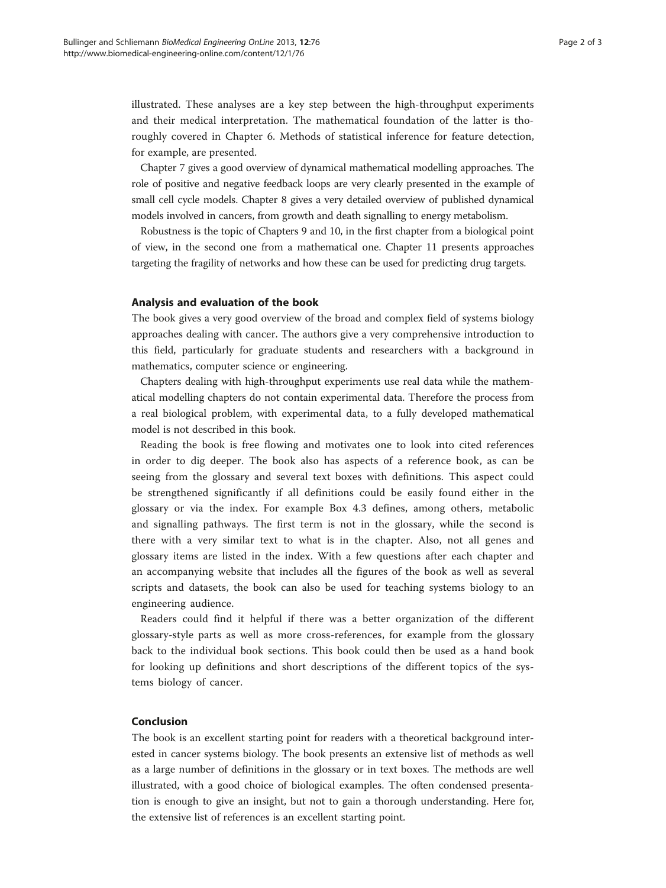illustrated. These analyses are a key step between the high-throughput experiments and their medical interpretation. The mathematical foundation of the latter is thoroughly covered in Chapter 6. Methods of statistical inference for feature detection, for example, are presented.

Chapter 7 gives a good overview of dynamical mathematical modelling approaches. The role of positive and negative feedback loops are very clearly presented in the example of small cell cycle models. Chapter 8 gives a very detailed overview of published dynamical models involved in cancers, from growth and death signalling to energy metabolism.

Robustness is the topic of Chapters 9 and 10, in the first chapter from a biological point of view, in the second one from a mathematical one. Chapter 11 presents approaches targeting the fragility of networks and how these can be used for predicting drug targets.

## Analysis and evaluation of the book

The book gives a very good overview of the broad and complex field of systems biology approaches dealing with cancer. The authors give a very comprehensive introduction to this field, particularly for graduate students and researchers with a background in mathematics, computer science or engineering.

Chapters dealing with high-throughput experiments use real data while the mathematical modelling chapters do not contain experimental data. Therefore the process from a real biological problem, with experimental data, to a fully developed mathematical model is not described in this book.

Reading the book is free flowing and motivates one to look into cited references in order to dig deeper. The book also has aspects of a reference book, as can be seeing from the glossary and several text boxes with definitions. This aspect could be strengthened significantly if all definitions could be easily found either in the glossary or via the index. For example Box 4.3 defines, among others, metabolic and signalling pathways. The first term is not in the glossary, while the second is there with a very similar text to what is in the chapter. Also, not all genes and glossary items are listed in the index. With a few questions after each chapter and an accompanying website that includes all the figures of the book as well as several scripts and datasets, the book can also be used for teaching systems biology to an engineering audience.

Readers could find it helpful if there was a better organization of the different glossary-style parts as well as more cross-references, for example from the glossary back to the individual book sections. This book could then be used as a hand book for looking up definitions and short descriptions of the different topics of the systems biology of cancer.

## Conclusion

The book is an excellent starting point for readers with a theoretical background interested in cancer systems biology. The book presents an extensive list of methods as well as a large number of definitions in the glossary or in text boxes. The methods are well illustrated, with a good choice of biological examples. The often condensed presentation is enough to give an insight, but not to gain a thorough understanding. Here for, the extensive list of references is an excellent starting point.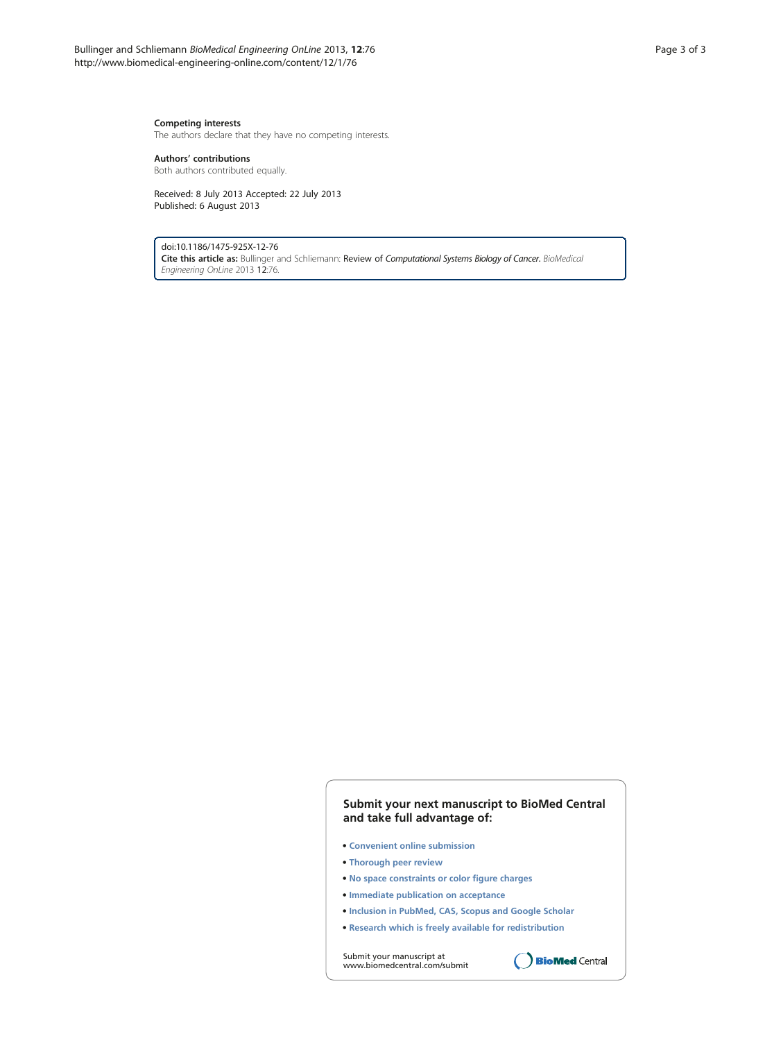#### Competing interests
The authors declare that they have no competing interests.

#### Authors' contributions
Both authors contributed equally.

Received: 8 July 2013 Accepted: 22 July 2013
Published: 6 August 2013

doi:10.1186/1475-925X-12-76
**Cite this article as:** Bullinger and Schliemann: Review of *Computational Systems Biology of Cancer*. *BioMedical Engineering OnLine* 2013 **12**:76.

**Submit your next manuscript to BioMed Central and take full advantage of:**

- **Convenient online submission**
- **Thorough peer review**
- **No space constraints or color figure charges**
- **Immediate publication on acceptance**
- **Inclusion in PubMed, CAS, Scopus and Google Scholar**
- **Research which is freely available for redistribution**

Submit your manuscript at
www.biomedcentral.com/submit

BioMed Central